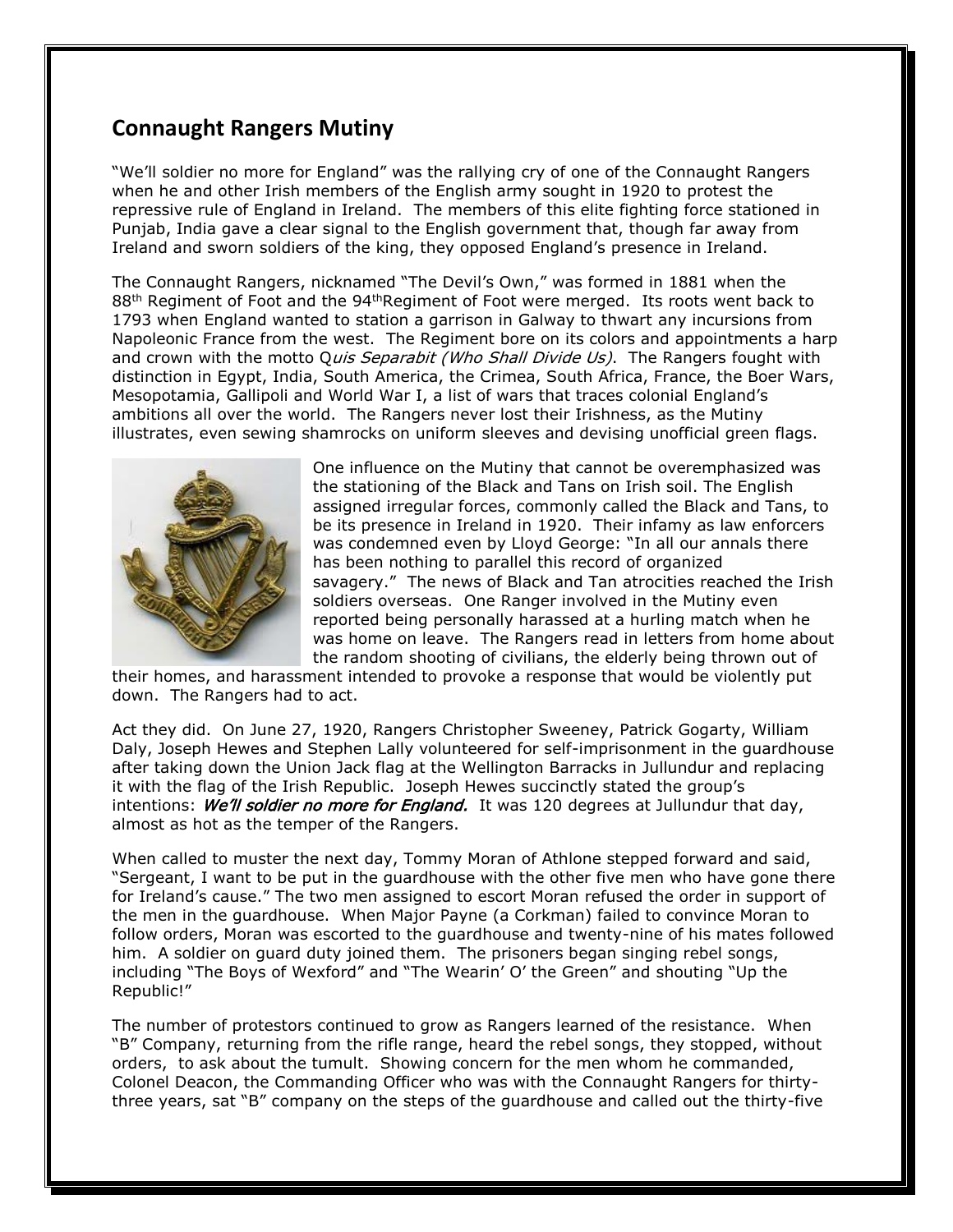## Connaught Rangers Mutiny

"We'll soldier no more for England" was the rallying cry of one of the Connaught Rangers when he and other Irish members of the English army sought in 1920 to protest the repressive rule of England in Ireland. The members of this elite fighting force stationed in Punjab, India gave a clear signal to the English government that, though far away from Ireland and sworn soldiers of the king, they opposed England's presence in Ireland.

The Connaught Rangers, nicknamed "The Devil's Own," was formed in 1881 when the 88th Regiment of Foot and the 94thRegiment of Foot were merged. Its roots went back to 1793 when England wanted to station a garrison in Galway to thwart any incursions from Napoleonic France from the west. The Regiment bore on its colors and appointments a harp and crown with the motto Q*uis Separabit (Who Shall Divide Us)*. The Rangers fought with distinction in Egypt, India, South America, the Crimea, South Africa, France, the Boer Wars, Mesopotamia, Gallipoli and World War I, a list of wars that traces colonial England's ambitions all over the world. The Rangers never lost their Irishness, as the Mutiny illustrates, even sewing shamrocks on uniform sleeves and devising unofficial green flags.

One influence on the Mutiny that cannot be overemphasized was the stationing of the Black and Tans on Irish soil. The English assigned irregular forces, commonly called the Black and Tans, to be its presence in Ireland in 1920. Their infamy as law enforcers was condemned even by Lloyd George: "In all our annals there has been nothing to parallel this record of organized savagery." The news of Black and Tan atrocities reached the Irish soldiers overseas. One Ranger involved in the Mutiny even reported being personally harassed at a hurling match when he was home on leave. The Rangers read in letters from home about the random shooting of civilians, the elderly being thrown out of their homes, and harassment intended to provoke a response that would be violently put down. The Rangers had to act.

Act they did. On June 27, 1920, Rangers Christopher Sweeney, Patrick Gogarty, William Daly, Joseph Hewes and Stephen Lally volunteered for self-imprisonment in the guardhouse after taking down the Union Jack flag at the Wellington Barracks in Jullundur and replacing it with the flag of the Irish Republic. Joseph Hewes succinctly stated the group's intentions: ***We'll soldier no more for England.*** It was 120 degrees at Jullundur that day, almost as hot as the temper of the Rangers.

When called to muster the next day, Tommy Moran of Athlone stepped forward and said, "Sergeant, I want to be put in the guardhouse with the other five men who have gone there for Ireland's cause." The two men assigned to escort Moran refused the order in support of the men in the guardhouse. When Major Payne (a Corkman) failed to convince Moran to follow orders, Moran was escorted to the guardhouse and twenty-nine of his mates followed him. A soldier on guard duty joined them. The prisoners began singing rebel songs, including "The Boys of Wexford" and "The Wearin' O' the Green" and shouting "Up the Republic!"

The number of protestors continued to grow as Rangers learned of the resistance. When "B" Company, returning from the rifle range, heard the rebel songs, they stopped, without orders, to ask about the tumult. Showing concern for the men whom he commanded, Colonel Deacon, the Commanding Officer who was with the Connaught Rangers for thirty-three years, sat "B" company on the steps of the guardhouse and called out the thirty-five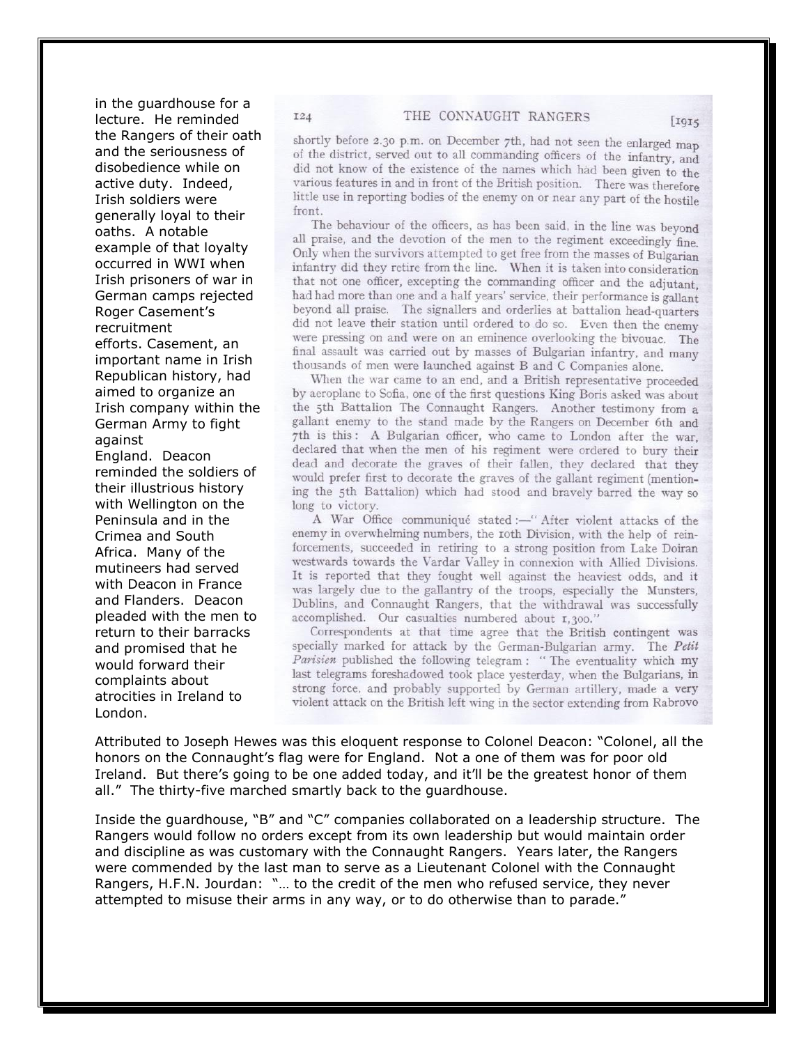in the guardhouse for a lecture. He reminded the Rangers of their oath and the seriousness of disobedience while on active duty. Indeed, Irish soldiers were generally loyal to their oaths. A notable example of that loyalty occurred in WWI when Irish prisoners of war in German camps rejected Roger Casement's recruitment efforts. Casement, an important name in Irish Republican history, had aimed to organize an Irish company within the German Army to fight against England. Deacon reminded the soldiers of their illustrious history with Wellington on the Peninsula and in the Crimea and South Africa. Many of the mutineers had served with Deacon in France and Flanders. Deacon pleaded with the men to return to their barracks and promised that he would forward their complaints about atrocities in Ireland to London.

124 THE CONNAUGHT RANGERS [1915

shortly before 2.30 p.m. on December 7th, had not seen the enlarged map of the district, served out to all commanding officers of the infantry, and did not know of the existence of the names which had been given to the various features in and in front of the British position. There was therefore little use in reporting bodies of the enemy on or near any part of the hostile front.

The behaviour of the officers, as has been said, in the line was beyond all praise, and the devotion of the men to the regiment exceedingly fine. Only when the survivors attempted to get free from the masses of Bulgarian infantry did they retire from the line. When it is taken into consideration that not one officer, excepting the commanding officer and the adjutant, had had more than one and a half years' service, their performance is gallant beyond all praise. The signallers and orderlies at battalion head-quarters did not leave their station until ordered to do so. Even then the enemy were pressing on and were on an eminence overlooking the bivouac. The final assault was carried out by masses of Bulgarian infantry, and many thousands of men were launched against B and C Companies alone.

When the war came to an end, and a British representative proceeded by aeroplane to Sofia, one of the first questions King Boris asked was about the 5th Battalion The Connaught Rangers. Another testimony from a gallant enemy to the stand made by the Rangers on December 6th and 7th is this: A Bulgarian officer, who came to London after the war, declared that when the men of his regiment were ordered to bury their dead and decorate the graves of their fallen, they declared that they would prefer first to decorate the graves of the gallant regiment (mentioning the 5th Battalion) which had stood and bravely barred the way so long to victory.

A War Office communiqué stated:—"After violent attacks of the enemy in overwhelming numbers, the 10th Division, with the help of reinforcements, succeeded in retiring to a strong position from Lake Doiran westwards towards the Vardar Valley in connexion with Allied Divisions. It is reported that they fought well against the heaviest odds, and it was largely due to the gallantry of the troops, especially the Munsters, Dublins, and Connaught Rangers, that the withdrawal was successfully accomplished. Our casualties numbered about 1,300."

Correspondents at that time agree that the British contingent was specially marked for attack by the German-Bulgarian army. The *Petit Parisien* published the following telegram: "The eventuality which my last telegrams foreshadowed took place yesterday, when the Bulgarians, in strong force, and probably supported by German artillery, made a very violent attack on the British left wing in the sector extending from Rabrovo

Attributed to Joseph Hewes was this eloquent response to Colonel Deacon: "Colonel, all the honors on the Connaught's flag were for England. Not a one of them was for poor old Ireland. But there's going to be one added today, and it'll be the greatest honor of them all." The thirty-five marched smartly back to the guardhouse.

Inside the guardhouse, "B" and "C" companies collaborated on a leadership structure. The Rangers would follow no orders except from its own leadership but would maintain order and discipline as was customary with the Connaught Rangers. Years later, the Rangers were commended by the last man to serve as a Lieutenant Colonel with the Connaught Rangers, H.F.N. Jourdan: "… to the credit of the men who refused service, they never attempted to misuse their arms in any way, or to do otherwise than to parade."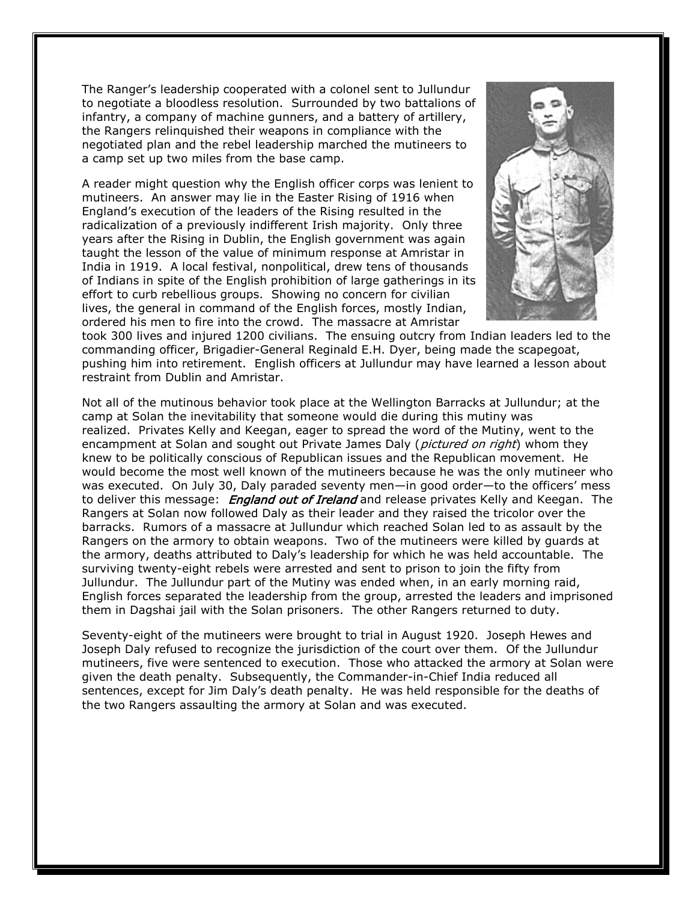The Ranger's leadership cooperated with a colonel sent to Jullundur to negotiate a bloodless resolution. Surrounded by two battalions of infantry, a company of machine gunners, and a battery of artillery, the Rangers relinquished their weapons in compliance with the negotiated plan and the rebel leadership marched the mutineers to a camp set up two miles from the base camp.

A reader might question why the English officer corps was lenient to mutineers. An answer may lie in the Easter Rising of 1916 when England's execution of the leaders of the Rising resulted in the radicalization of a previously indifferent Irish majority. Only three years after the Rising in Dublin, the English government was again taught the lesson of the value of minimum response at Amristar in India in 1919. A local festival, nonpolitical, drew tens of thousands of Indians in spite of the English prohibition of large gatherings in its effort to curb rebellious groups. Showing no concern for civilian lives, the general in command of the English forces, mostly Indian, ordered his men to fire into the crowd. The massacre at Amristar took 300 lives and injured 1200 civilians. The ensuing outcry from Indian leaders led to the commanding officer, Brigadier-General Reginald E.H. Dyer, being made the scapegoat, pushing him into retirement. English officers at Jullundur may have learned a lesson about restraint from Dublin and Amristar.

Not all of the mutinous behavior took place at the Wellington Barracks at Jullundur; at the camp at Solan the inevitability that someone would die during this mutiny was realized. Privates Kelly and Keegan, eager to spread the word of the Mutiny, went to the encampment at Solan and sought out Private James Daly (*pictured on right*) whom they knew to be politically conscious of Republican issues and the Republican movement. He would become the most well known of the mutineers because he was the only mutineer who was executed. On July 30, Daly paraded seventy men—in good order—to the officers' mess to deliver this message: ***England out of Ireland*** and release privates Kelly and Keegan. The Rangers at Solan now followed Daly as their leader and they raised the tricolor over the barracks. Rumors of a massacre at Jullundur which reached Solan led to as assault by the Rangers on the armory to obtain weapons. Two of the mutineers were killed by guards at the armory, deaths attributed to Daly's leadership for which he was held accountable. The surviving twenty-eight rebels were arrested and sent to prison to join the fifty from Jullundur. The Jullundur part of the Mutiny was ended when, in an early morning raid, English forces separated the leadership from the group, arrested the leaders and imprisoned them in Dagshai jail with the Solan prisoners. The other Rangers returned to duty.

Seventy-eight of the mutineers were brought to trial in August 1920. Joseph Hewes and Joseph Daly refused to recognize the jurisdiction of the court over them. Of the Jullundur mutineers, five were sentenced to execution. Those who attacked the armory at Solan were given the death penalty. Subsequently, the Commander-in-Chief India reduced all sentences, except for Jim Daly's death penalty. He was held responsible for the deaths of the two Rangers assaulting the armory at Solan and was executed.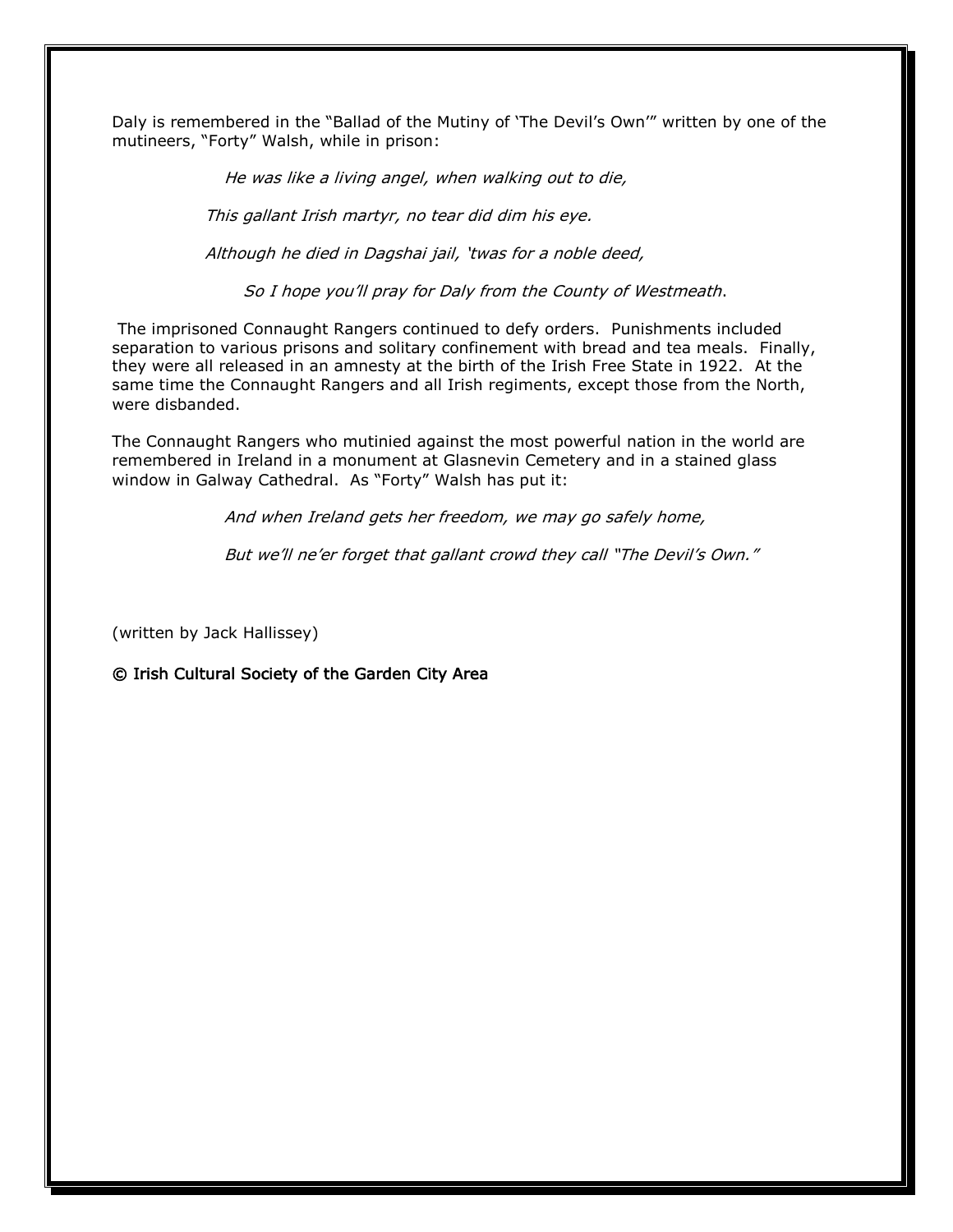Daly is remembered in the "Ballad of the Mutiny of 'The Devil's Own'" written by one of the mutineers, "Forty" Walsh, while in prison:

*He was like a living angel, when walking out to die,*

*This gallant Irish martyr, no tear did dim his eye.*

*Although he died in Dagshai jail, 'twas for a noble deed,*

*So I hope you'll pray for Daly from the County of Westmeath*.

The imprisoned Connaught Rangers continued to defy orders. Punishments included separation to various prisons and solitary confinement with bread and tea meals. Finally, they were all released in an amnesty at the birth of the Irish Free State in 1922. At the same time the Connaught Rangers and all Irish regiments, except those from the North, were disbanded.

The Connaught Rangers who mutinied against the most powerful nation in the world are remembered in Ireland in a monument at Glasnevin Cemetery and in a stained glass window in Galway Cathedral. As "Forty" Walsh has put it:

*And when Ireland gets her freedom, we may go safely home,*

*But we'll ne'er forget that gallant crowd they call "The Devil's Own."*

(written by Jack Hallissey)

© Irish Cultural Society of the Garden City Area